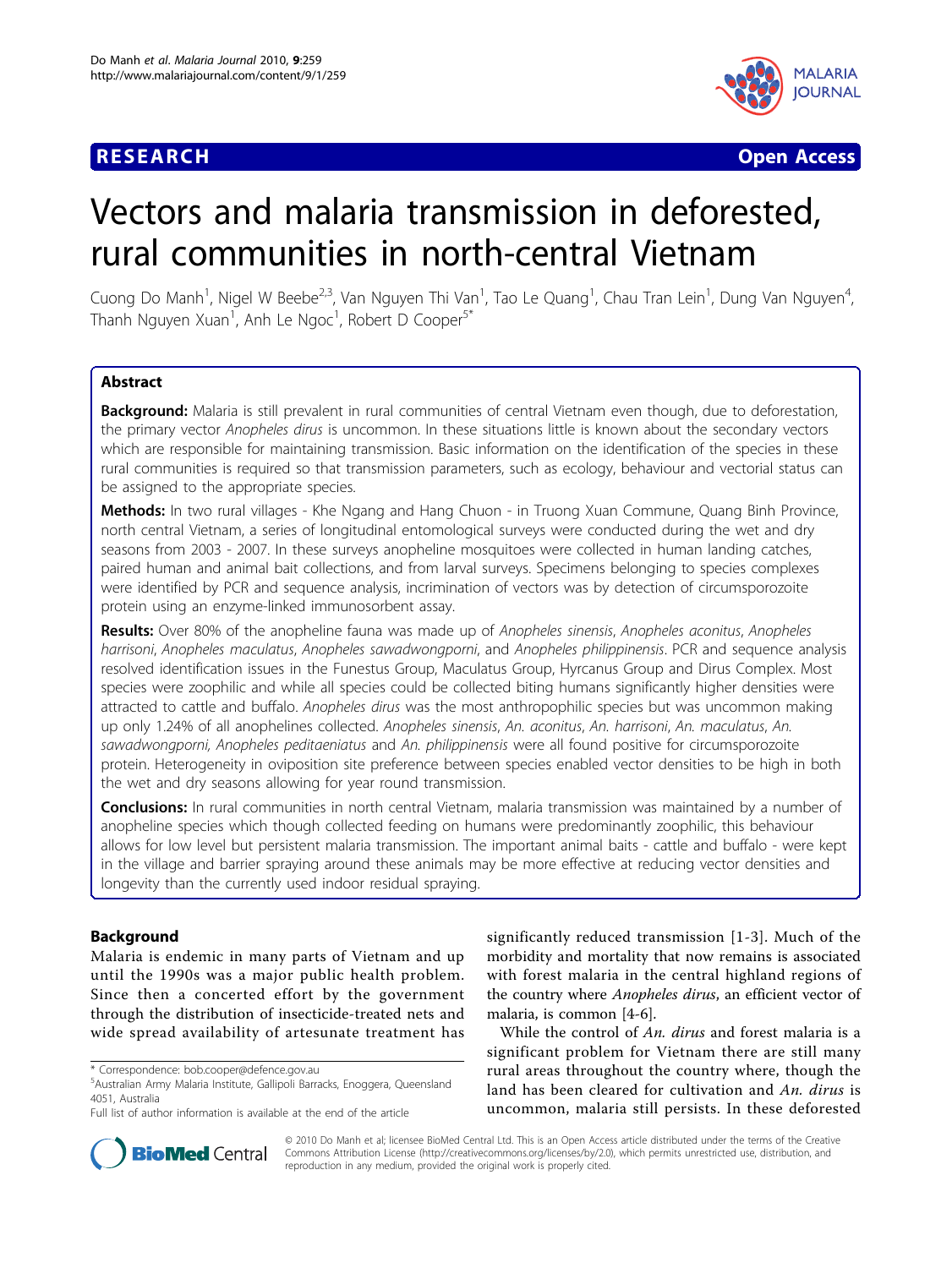RESEARCH Open Access

# Vectors and malaria transmission in deforested, rural communities in north-central Vietnam

Cuong Do Manh[1], Nigel W Beebe[2,3], Van Nguyen Thi Van[1], Tao Le Quang[1], Chau Tran Lein[1], Dung Van Nguyen[4], Thanh Nguyen Xuan[1], Anh Le Ngoc[1], Robert D Cooper[5*]

## Abstract

**Background:** Malaria is still prevalent in rural communities of central Vietnam even though, due to deforestation, the primary vector *Anopheles dirus* is uncommon. In these situations little is known about the secondary vectors which are responsible for maintaining transmission. Basic information on the identification of the species in these rural communities is required so that transmission parameters, such as ecology, behaviour and vectorial status can be assigned to the appropriate species.

**Methods:** In two rural villages - Khe Ngang and Hang Chuon - in Truong Xuan Commune, Quang Binh Province, north central Vietnam, a series of longitudinal entomological surveys were conducted during the wet and dry seasons from 2003 - 2007. In these surveys anopheline mosquitoes were collected in human landing catches, paired human and animal bait collections, and from larval surveys. Specimens belonging to species complexes were identified by PCR and sequence analysis, incrimination of vectors was by detection of circumsporozoite protein using an enzyme-linked immunosorbent assay.

**Results:** Over 80% of the anopheline fauna was made up of *Anopheles sinensis*, *Anopheles aconitus*, *Anopheles harrisoni*, *Anopheles maculatus*, *Anopheles sawadwongporni*, and *Anopheles philippinensis*. PCR and sequence analysis resolved identification issues in the Funestus Group, Maculatus Group, Hyrcanus Group and Dirus Complex. Most species were zoophilic and while all species could be collected biting humans significantly higher densities were attracted to cattle and buffalo. *Anopheles dirus* was the most anthropophilic species but was uncommon making up only 1.24% of all anophelines collected. *Anopheles sinensis*, *An. aconitus*, *An. harrisoni*, *An. maculatus*, *An. sawadwongporni, Anopheles peditaeniatus* and *An. philippinensis* were all found positive for circumsporozoite protein. Heterogeneity in oviposition site preference between species enabled vector densities to be high in both the wet and dry seasons allowing for year round transmission.

**Conclusions:** In rural communities in north central Vietnam, malaria transmission was maintained by a number of anopheline species which though collected feeding on humans were predominantly zoophilic, this behaviour allows for low level but persistent malaria transmission. The important animal baits - cattle and buffalo - were kept in the village and barrier spraying around these animals may be more effective at reducing vector densities and longevity than the currently used indoor residual spraying.

## Background

Malaria is endemic in many parts of Vietnam and up until the 1990s was a major public health problem. Since then a concerted effort by the government through the distribution of insecticide-treated nets and wide spread availability of artesunate treatment has significantly reduced transmission [1-3]. Much of the morbidity and mortality that now remains is associated with forest malaria in the central highland regions of the country where *Anopheles dirus*, an efficient vector of malaria, is common [4-6].

While the control of *An. dirus* and forest malaria is a significant problem for Vietnam there are still many rural areas throughout the country where, though the land has been cleared for cultivation and *An. dirus* is uncommon, malaria still persists. In these deforested

\* Correspondence: bob.cooper@defence.gov.au
[5]Australian Army Malaria Institute, Gallipoli Barracks, Enoggera, Queensland 4051, Australia
Full list of author information is available at the end of the article

© 2010 Do Manh et al; licensee BioMed Central Ltd. This is an Open Access article distributed under the terms of the Creative Commons Attribution License (http://creativecommons.org/licenses/by/2.0), which permits unrestricted use, distribution, and reproduction in any medium, provided the original work is properly cited.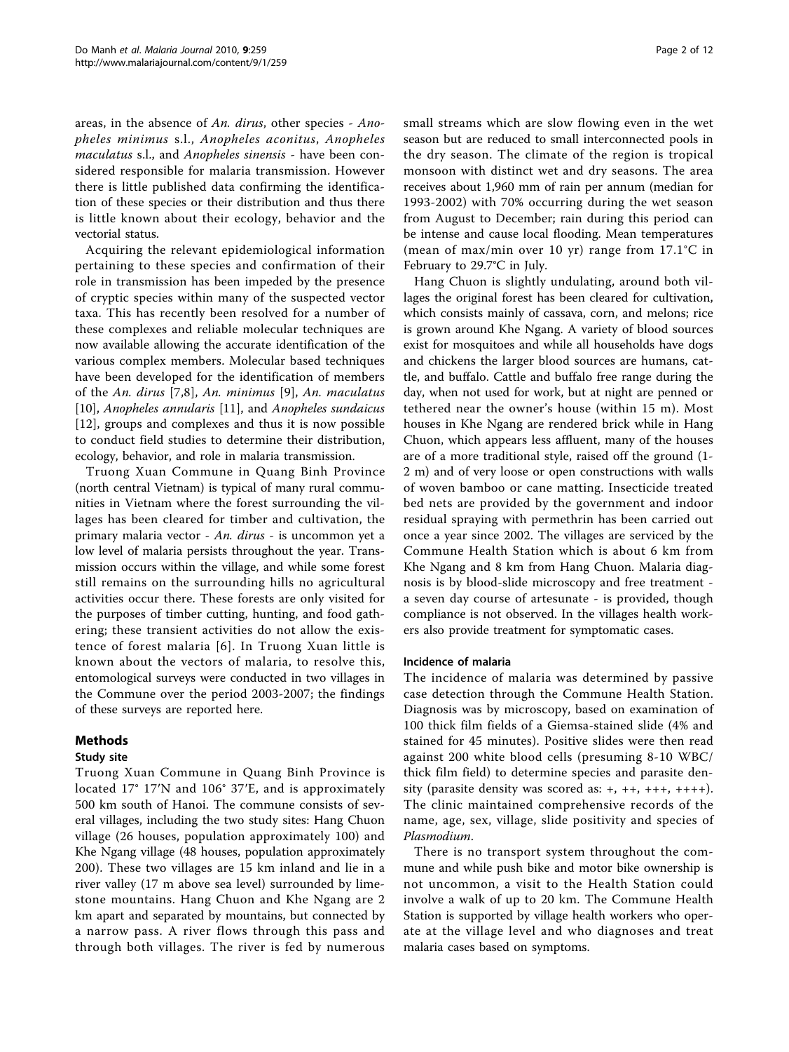areas, in the absence of *An. dirus*, other species - *Anopheles minimus* s.l., *Anopheles aconitus*, *Anopheles maculatus* s.l., and *Anopheles sinensis* - have been considered responsible for malaria transmission. However there is little published data confirming the identification of these species or their distribution and thus there is little known about their ecology, behavior and the vectorial status.

Acquiring the relevant epidemiological information pertaining to these species and confirmation of their role in transmission has been impeded by the presence of cryptic species within many of the suspected vector taxa. This has recently been resolved for a number of these complexes and reliable molecular techniques are now available allowing the accurate identification of the various complex members. Molecular based techniques have been developed for the identification of members of the *An. dirus* [7,8], *An. minimus* [9], *An. maculatus* [10], *Anopheles annularis* [11], and *Anopheles sundaicus* [12], groups and complexes and thus it is now possible to conduct field studies to determine their distribution, ecology, behavior, and role in malaria transmission.

Truong Xuan Commune in Quang Binh Province (north central Vietnam) is typical of many rural communities in Vietnam where the forest surrounding the villages has been cleared for timber and cultivation, the primary malaria vector - *An. dirus* - is uncommon yet a low level of malaria persists throughout the year. Transmission occurs within the village, and while some forest still remains on the surrounding hills no agricultural activities occur there. These forests are only visited for the purposes of timber cutting, hunting, and food gathering; these transient activities do not allow the existence of forest malaria [6]. In Truong Xuan little is known about the vectors of malaria, to resolve this, entomological surveys were conducted in two villages in the Commune over the period 2003-2007; the findings of these surveys are reported here.

## Methods

### Study site

Truong Xuan Commune in Quang Binh Province is located 17° 17′N and 106° 37′E, and is approximately 500 km south of Hanoi. The commune consists of several villages, including the two study sites: Hang Chuon village (26 houses, population approximately 100) and Khe Ngang village (48 houses, population approximately 200). These two villages are 15 km inland and lie in a river valley (17 m above sea level) surrounded by limestone mountains. Hang Chuon and Khe Ngang are 2 km apart and separated by mountains, but connected by a narrow pass. A river flows through this pass and through both villages. The river is fed by numerous small streams which are slow flowing even in the wet season but are reduced to small interconnected pools in the dry season. The climate of the region is tropical monsoon with distinct wet and dry seasons. The area receives about 1,960 mm of rain per annum (median for 1993-2002) with 70% occurring during the wet season from August to December; rain during this period can be intense and cause local flooding. Mean temperatures (mean of max/min over 10 yr) range from 17.1°C in February to 29.7°C in July.

Hang Chuon is slightly undulating, around both villages the original forest has been cleared for cultivation, which consists mainly of cassava, corn, and melons; rice is grown around Khe Ngang. A variety of blood sources exist for mosquitoes and while all households have dogs and chickens the larger blood sources are humans, cattle, and buffalo. Cattle and buffalo free range during the day, when not used for work, but at night are penned or tethered near the owner's house (within 15 m). Most houses in Khe Ngang are rendered brick while in Hang Chuon, which appears less affluent, many of the houses are of a more traditional style, raised off the ground (1-2 m) and of very loose or open constructions with walls of woven bamboo or cane matting. Insecticide treated bed nets are provided by the government and indoor residual spraying with permethrin has been carried out once a year since 2002. The villages are serviced by the Commune Health Station which is about 6 km from Khe Ngang and 8 km from Hang Chuon. Malaria diagnosis is by blood-slide microscopy and free treatment - a seven day course of artesunate - is provided, though compliance is not observed. In the villages health workers also provide treatment for symptomatic cases.

### Incidence of malaria

The incidence of malaria was determined by passive case detection through the Commune Health Station. Diagnosis was by microscopy, based on examination of 100 thick film fields of a Giemsa-stained slide (4% and stained for 45 minutes). Positive slides were then read against 200 white blood cells (presuming 8-10 WBC/thick film field) to determine species and parasite density (parasite density was scored as: +, ++, +++, ++++). The clinic maintained comprehensive records of the name, age, sex, village, slide positivity and species of *Plasmodium*.

There is no transport system throughout the commune and while push bike and motor bike ownership is not uncommon, a visit to the Health Station could involve a walk of up to 20 km. The Commune Health Station is supported by village health workers who operate at the village level and who diagnoses and treat malaria cases based on symptoms.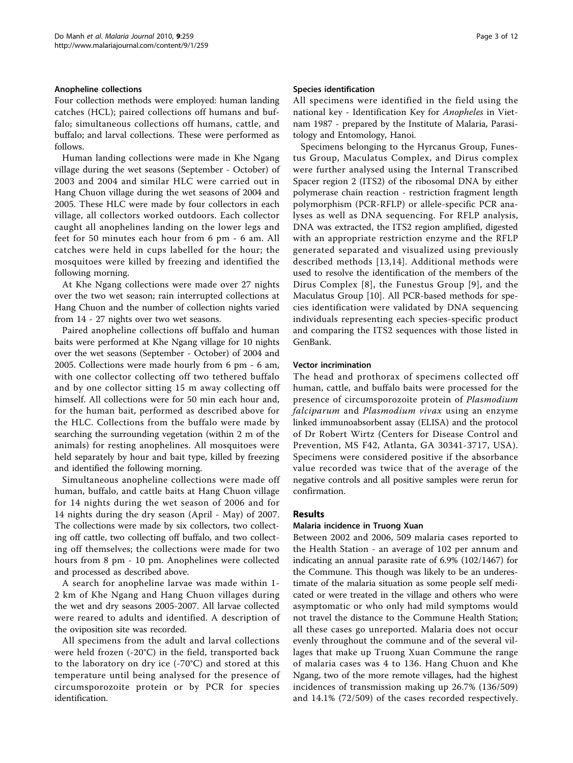#### Anopheline collections

Four collection methods were employed: human landing catches (HCL); paired collections off humans and buffalo; simultaneous collections off humans, cattle, and buffalo; and larval collections. These were performed as follows.

Human landing collections were made in Khe Ngang village during the wet seasons (September - October) of 2003 and 2004 and similar HLC were carried out in Hang Chuon village during the wet seasons of 2004 and 2005. These HLC were made by four collectors in each village, all collectors worked outdoors. Each collector caught all anophelines landing on the lower legs and feet for 50 minutes each hour from 6 pm - 6 am. All catches were held in cups labelled for the hour; the mosquitoes were killed by freezing and identified the following morning.

At Khe Ngang collections were made over 27 nights over the two wet season; rain interrupted collections at Hang Chuon and the number of collection nights varied from 14 - 27 nights over two wet seasons.

Paired anopheline collections off buffalo and human baits were performed at Khe Ngang village for 10 nights over the wet seasons (September - October) of 2004 and 2005. Collections were made hourly from 6 pm - 6 am, with one collector collecting off two tethered buffalo and by one collector sitting 15 m away collecting off himself. All collections were for 50 min each hour and, for the human bait, performed as described above for the HLC. Collections from the buffalo were made by searching the surrounding vegetation (within 2 m of the animals) for resting anophelines. All mosquitoes were held separately by hour and bait type, killed by freezing and identified the following morning.

Simultaneous anopheline collections were made off human, buffalo, and cattle baits at Hang Chuon village for 14 nights during the wet season of 2006 and for 14 nights during the dry season (April - May) of 2007. The collections were made by six collectors, two collecting off cattle, two collecting off buffalo, and two collecting off themselves; the collections were made for two hours from 8 pm - 10 pm. Anophelines were collected and processed as described above.

A search for anopheline larvae was made within 1-2 km of Khe Ngang and Hang Chuon villages during the wet and dry seasons 2005-2007. All larvae collected were reared to adults and identified. A description of the oviposition site was recorded.

All specimens from the adult and larval collections were held frozen (-20°C) in the field, transported back to the laboratory on dry ice (-70°C) and stored at this temperature until being analysed for the presence of circumsporozoite protein or by PCR for species identification.

#### Species identification

All specimens were identified in the field using the national key - Identification Key for *Anopheles* in Vietnam 1987 - prepared by the Institute of Malaria, Parasitology and Entomology, Hanoi.

Specimens belonging to the Hyrcanus Group, Funestus Group, Maculatus Complex, and Dirus complex were further analysed using the Internal Transcribed Spacer region 2 (ITS2) of the ribosomal DNA by either polymerase chain reaction - restriction fragment length polymorphism (PCR-RFLP) or allele-specific PCR analyses as well as DNA sequencing. For RFLP analysis, DNA was extracted, the ITS2 region amplified, digested with an appropriate restriction enzyme and the RFLP generated separated and visualized using previously described methods [13,14]. Additional methods were used to resolve the identification of the members of the Dirus Complex [8], the Funestus Group [9], and the Maculatus Group [10]. All PCR-based methods for species identification were validated by DNA sequencing individuals representing each species-specific product and comparing the ITS2 sequences with those listed in GenBank.

#### Vector incrimination

The head and prothorax of specimens collected off human, cattle, and buffalo baits were processed for the presence of circumsporozoite protein of *Plasmodium falciparum* and *Plasmodium vivax* using an enzyme linked immunoabsorbent assay (ELISA) and the protocol of Dr Robert Wirtz (Centers for Disease Control and Prevention, MS F42, Atlanta, GA 30341-3717, USA). Specimens were considered positive if the absorbance value recorded was twice that of the average of the negative controls and all positive samples were rerun for confirmation.

## Results

#### Malaria incidence in Truong Xuan

Between 2002 and 2006, 509 malaria cases reported to the Health Station - an average of 102 per annum and indicating an annual parasite rate of 6.9% (102/1467) for the Commune. This though was likely to be an underestimate of the malaria situation as some people self medicated or were treated in the village and others who were asymptomatic or who only had mild symptoms would not travel the distance to the Commune Health Station; all these cases go unreported. Malaria does not occur evenly throughout the commune and of the several villages that make up Truong Xuan Commune the range of malaria cases was 4 to 136. Hang Chuon and Khe Ngang, two of the more remote villages, had the highest incidences of transmission making up 26.7% (136/509) and 14.1% (72/509) of the cases recorded respectively.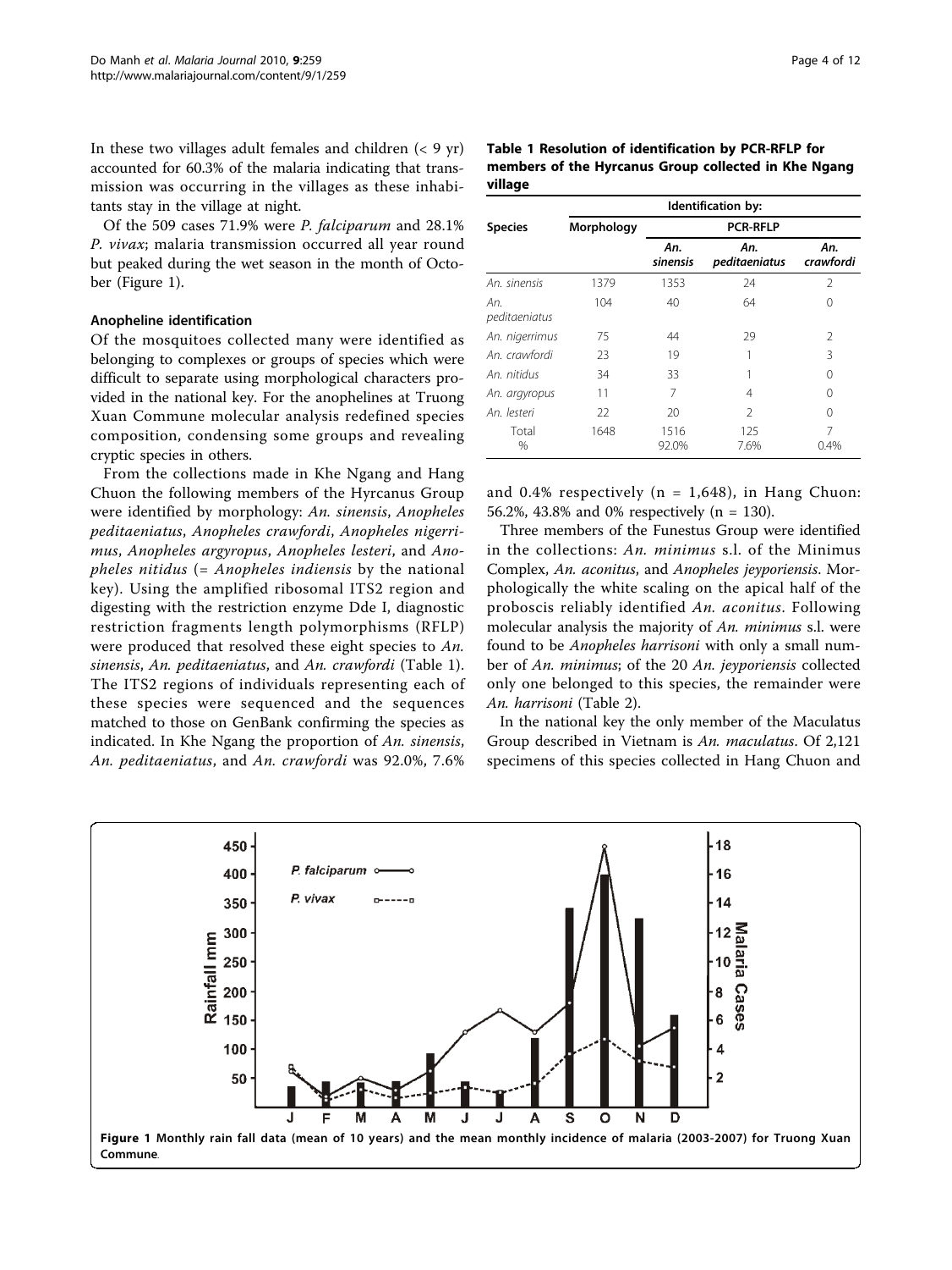In these two villages adult females and children (< 9 yr) accounted for 60.3% of the malaria indicating that transmission was occurring in the villages as these inhabitants stay in the village at night.

Of the 509 cases 71.9% were *P. falciparum* and 28.1% *P. vivax*; malaria transmission occurred all year round but peaked during the wet season in the month of October (Figure 1).

### Anopheline identification

Of the mosquitoes collected many were identified as belonging to complexes or groups of species which were difficult to separate using morphological characters provided in the national key. For the anophelines at Truong Xuan Commune molecular analysis redefined species composition, condensing some groups and revealing cryptic species in others.

From the collections made in Khe Ngang and Hang Chuon the following members of the Hyrcanus Group were identified by morphology: *An. sinensis*, *Anopheles peditaeniatus*, *Anopheles crawfordi*, *Anopheles nigerrimus*, *Anopheles argyropus*, *Anopheles lesteri*, and *Anopheles nitidus* (= *Anopheles indiensis* by the national key). Using the amplified ribosomal ITS2 region and digesting with the restriction enzyme Dde I, diagnostic restriction fragments length polymorphisms (RFLP) were produced that resolved these eight species to *An. sinensis*, *An. peditaeniatus*, and *An. crawfordi* (Table 1). The ITS2 regions of individuals representing each of these species were sequenced and the sequences matched to those on GenBank confirming the species as indicated. In Khe Ngang the proportion of *An. sinensis*, *An. peditaeniatus*, and *An. crawfordi* was 92.0%, 7.6% and 0.4% respectively (n = 1,648), in Hang Chuon: 56.2%, 43.8% and 0% respectively (n = 130).

**Table 1 Resolution of identification by PCR-RFLP for members of the Hyrcanus Group collected in Khe Ngang village**

| Species | Identification by: | | | |
|---|---|---|---|---|
| | Morphology | PCR-RFLP | | |
| | | *An. sinensis* | *An. peditaeniatus* | *An. crawfordi* |
| *An. sinensis* | 1379 | 1353 | 24 | 2 |
| *An. peditaeniatus* | 104 | 40 | 64 | 0 |
| *An. nigerrimus* | 75 | 44 | 29 | 2 |
| *An. crawfordi* | 23 | 19 | 1 | 3 |
| *An. nitidus* | 34 | 33 | 1 | 0 |
| *An. argyropus* | 11 | 7 | 4 | 0 |
| *An. lesteri* | 22 | 20 | 2 | 0 |
| Total<br>% | 1648 | 1516<br>92.0% | 125<br>7.6% | 7<br>0.4% |

Three members of the Funestus Group were identified in the collections: *An. minimus* s.l. of the Minimus Complex, *An. aconitus*, and *Anopheles jeyporiensis*. Morphologically the white scaling on the apical half of the proboscis reliably identified *An. aconitus*. Following molecular analysis the majority of *An. minimus* s.l. were found to be *Anopheles harrisoni* with only a small number of *An. minimus*; of the 20 *An. jeyporiensis* collected only one belonged to this species, the remainder were *An. harrisoni* (Table 2).

In the national key the only member of the Maculatus Group described in Vietnam is *An. maculatus*. Of 2,121 specimens of this species collected in Hang Chuon and

**Figure 1 Monthly rain fall data (mean of 10 years) and the mean monthly incidence of malaria (2003-2007) for Truong Xuan Commune**.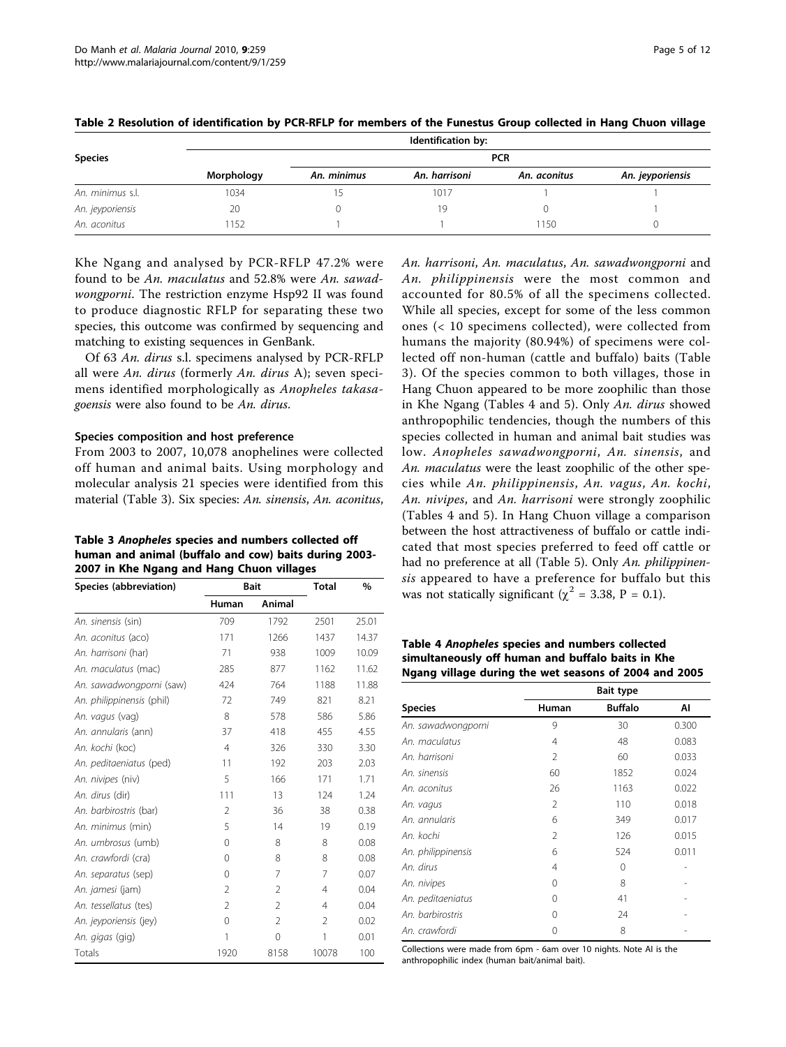**Table 2 Resolution of identification by PCR-RFLP for members of the Funestus Group collected in Hang Chuon village**

| Species | Identification by: | | | | |
|---|---|---|---|---|---|
| | Morphology | PCR | | | |
| | | *An. minimus* | *An. harrisoni* | *An. aconitus* | *An. jeyporiensis* |
| *An. minimus* s.l. | 1034 | 15 | 1017 | 1 | 1 |
| *An. jeyporiensis* | 20 | 0 | 19 | 0 | 1 |
| *An. aconitus* | 1152 | 1 | 1 | 1150 | 0 |

Khe Ngang and analysed by PCR-RFLP 47.2% were found to be *An. maculatus* and 52.8% were *An. sawadwongporni*. The restriction enzyme Hsp92 II was found to produce diagnostic RFLP for separating these two species, this outcome was confirmed by sequencing and matching to existing sequences in GenBank.

Of 63 *An. dirus* s.l. specimens analysed by PCR-RFLP all were *An. dirus* (formerly *An. dirus* A); seven specimens identified morphologically as *Anopheles takasagoensis* were also found to be *An. dirus*.

### Species composition and host preference

From 2003 to 2007, 10,078 anophelines were collected off human and animal baits. Using morphology and molecular analysis 21 species were identified from this material (Table 3). Six species: *An. sinensis*, *An. aconitus*, *An. harrisoni*, *An. maculatus*, *An. sawadwongporni* and *An. philippinensis* were the most common and accounted for 80.5% of all the specimens collected. While all species, except for some of the less common ones (< 10 specimens collected), were collected from humans the majority (80.94%) of specimens were collected off non-human (cattle and buffalo) baits (Table 3). Of the species common to both villages, those in Hang Chuon appeared to be more zoophilic than those in Khe Ngang (Tables 4 and 5). Only *An. dirus* showed anthropophilic tendencies, though the numbers of this species collected in human and animal bait studies was low. *Anopheles sawadwongporni*, *An. sinensis*, and *An. maculatus* were the least zoophilic of the other species while *An. philippinensis*, *An. vagus*, *An. kochi*, *An. nivipes*, and *An. harrisoni* were strongly zoophilic (Tables 4 and 5). In Hang Chuon village a comparison between the host attractiveness of buffalo or cattle indicated that most species preferred to feed off cattle or had no preference at all (Table 5). Only *An. philippinensis* appeared to have a preference for buffalo but this was not statically significant ($\chi^2$ = 3.38, P = 0.1).

**Table 3 *Anopheles* species and numbers collected off human and animal (buffalo and cow) baits during 2003-2007 in Khe Ngang and Hang Chuon villages**

| Species (abbreviation) | Bait | | Total | % |
|---|---|---|---|---|
| | Human | Animal | | |
| *An. sinensis* (sin) | 709 | 1792 | 2501 | 25.01 |
| *An. aconitus* (aco) | 171 | 1266 | 1437 | 14.37 |
| *An. harrisoni* (har) | 71 | 938 | 1009 | 10.09 |
| *An. maculatus* (mac) | 285 | 877 | 1162 | 11.62 |
| *An. sawadwongporni* (saw) | 424 | 764 | 1188 | 11.88 |
| *An. philippinensis* (phil) | 72 | 749 | 821 | 8.21 |
| *An. vagus* (vag) | 8 | 578 | 586 | 5.86 |
| *An. annularis* (ann) | 37 | 418 | 455 | 4.55 |
| *An. kochi* (koc) | 4 | 326 | 330 | 3.30 |
| *An. peditaeniatus* (ped) | 11 | 192 | 203 | 2.03 |
| *An. nivipes* (niv) | 5 | 166 | 171 | 1.71 |
| *An. dirus* (dir) | 111 | 13 | 124 | 1.24 |
| *An. barbirostris* (bar) | 2 | 36 | 38 | 0.38 |
| *An. minimus* (min) | 5 | 14 | 19 | 0.19 |
| *An. umbrosus* (umb) | 0 | 8 | 8 | 0.08 |
| *An. crawfordi* (cra) | 0 | 8 | 8 | 0.08 |
| *An. separatus* (sep) | 0 | 7 | 7 | 0.07 |
| *An. jamesi* (jam) | 2 | 2 | 4 | 0.04 |
| *An. tessellatus* (tes) | 2 | 2 | 4 | 0.04 |
| *An. jeyporiensis* (jey) | 0 | 2 | 2 | 0.02 |
| *An. gigas* (gig) | 1 | 0 | 1 | 0.01 |
| Totals | 1920 | 8158 | 10078 | 100 |

**Table 4 *Anopheles* species and numbers collected simultaneously off human and buffalo baits in Khe Ngang village during the wet seasons of 2004 and 2005**

| Species | Bait type | | |
|---|---|---|---|
| | Human | Buffalo | AI |
| *An. sawadwongporni* | 9 | 30 | 0.300 |
| *An. maculatus* | 4 | 48 | 0.083 |
| *An. harrisoni* | 2 | 60 | 0.033 |
| *An. sinensis* | 60 | 1852 | 0.024 |
| *An. aconitus* | 26 | 1163 | 0.022 |
| *An. vagus* | 2 | 110 | 0.018 |
| *An. annularis* | 6 | 349 | 0.017 |
| *An. kochi* | 2 | 126 | 0.015 |
| *An. philippinensis* | 6 | 524 | 0.011 |
| *An. dirus* | 4 | 0 | - |
| *An. nivipes* | 0 | 8 | - |
| *An. peditaeniatus* | 0 | 41 | - |
| *An. barbirostris* | 0 | 24 | - |
| *An. crawfordi* | 0 | 8 | - |

Collections were made from 6pm - 6am over 10 nights. Note AI is the anthropophilic index (human bait/animal bait).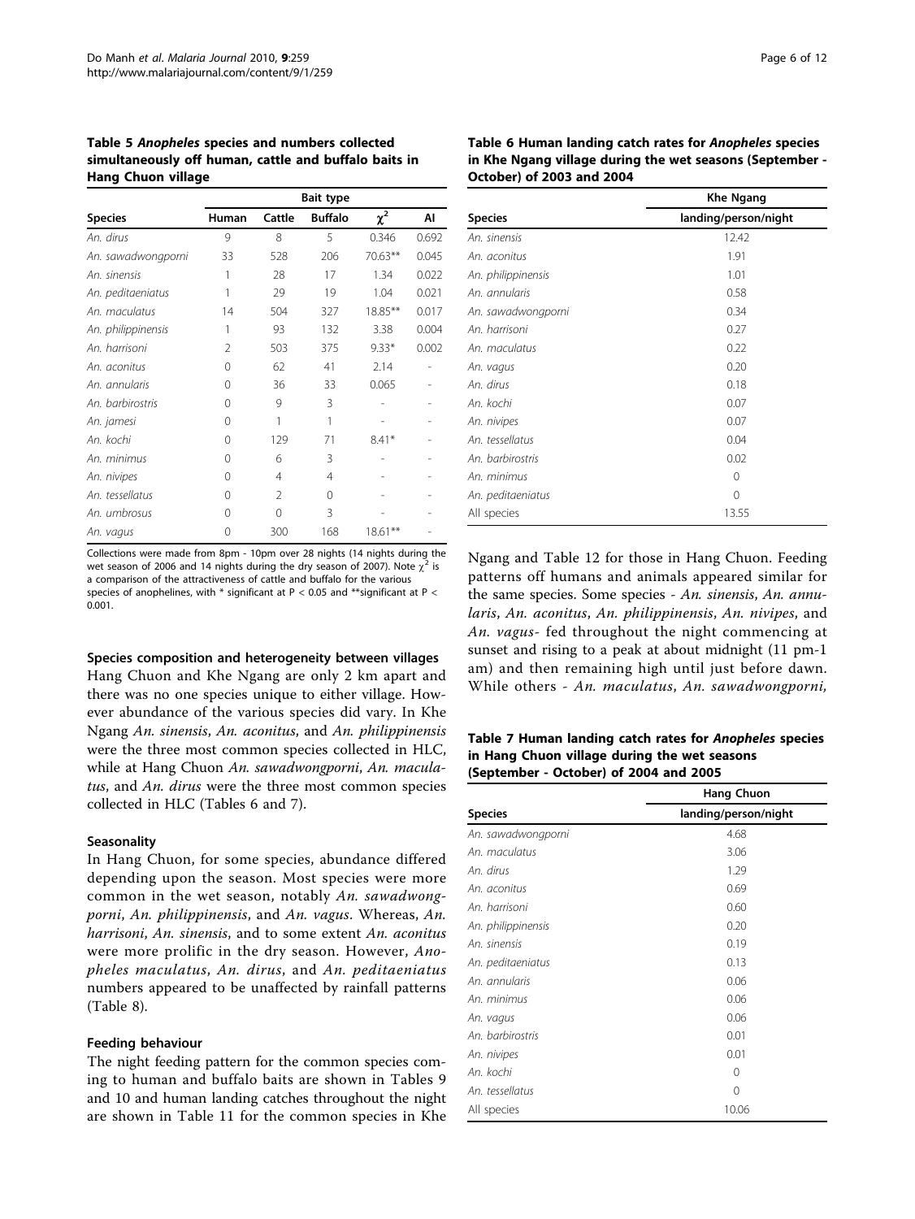**Table 5 *Anopheles* species and numbers collected simultaneously off human, cattle and buffalo baits in Hang Chuon village**

| Species | Bait type | | | | |
|---|---|---|---|---|---|
| | Human | Cattle | Buffalo | $\chi^2$ | AI |
| *An. dirus* | 9 | 8 | 5 | 0.346 | 0.692 |
| *An. sawadwongporni* | 33 | 528 | 206 | 70.63** | 0.045 |
| *An. sinensis* | 1 | 28 | 17 | 1.34 | 0.022 |
| *An. peditaeniatus* | 1 | 29 | 19 | 1.04 | 0.021 |
| *An. maculatus* | 14 | 504 | 327 | 18.85** | 0.017 |
| *An. philippinensis* | 1 | 93 | 132 | 3.38 | 0.004 |
| *An. harrisoni* | 2 | 503 | 375 | 9.33* | 0.002 |
| *An. aconitus* | 0 | 62 | 41 | 2.14 | - |
| *An. annularis* | 0 | 36 | 33 | 0.065 | - |
| *An. barbirostris* | 0 | 9 | 3 | - | - |
| *An. jamesi* | 0 | 1 | 1 | - | - |
| *An. kochi* | 0 | 129 | 71 | 8.41* | - |
| *An. minimus* | 0 | 6 | 3 | - | - |
| *An. nivipes* | 0 | 4 | 4 | - | - |
| *An. tessellatus* | 0 | 2 | 0 | - | - |
| *An. umbrosus* | 0 | 0 | 3 | - | - |
| *An. vagus* | 0 | 300 | 168 | 18.61** | - |

Collections were made from 8pm - 10pm over 28 nights (14 nights during the wet season of 2006 and 14 nights during the dry season of 2007). Note $\chi^2$ is a comparison of the attractiveness of cattle and buffalo for the various species of anophelines, with * significant at $P < 0.05$ and **significant at $P < 0.001$.

#### Species composition and heterogeneity between villages

Hang Chuon and Khe Ngang are only 2 km apart and there was no one species unique to either village. However abundance of the various species did vary. In Khe Ngang *An. sinensis*, *An. aconitus*, and *An. philippinensis* were the three most common species collected in HLC, while at Hang Chuon *An. sawadwongporni*, *An. maculatus*, and *An. dirus* were the three most common species collected in HLC (Tables 6 and 7).

#### Seasonality

In Hang Chuon, for some species, abundance differed depending upon the season. Most species were more common in the wet season, notably *An. sawadwongporni*, *An. philippinensis*, and *An. vagus*. Whereas, *An. harrisoni*, *An. sinensis*, and to some extent *An. aconitus* were more prolific in the dry season. However, *Anopheles maculatus*, *An. dirus*, and *An. peditaeniatus* numbers appeared to be unaffected by rainfall patterns (Table 8).

#### Feeding behaviour

The night feeding pattern for the common species coming to human and buffalo baits are shown in Tables 9 and 10 and human landing catches throughout the night are shown in Table 11 for the common species in Khe Ngang and Table 12 for those in Hang Chuon. Feeding patterns off humans and animals appeared similar for the same species. Some species - *An. sinensis*, *An. annularis*, *An. aconitus*, *An. philippinensis*, *An. nivipes*, and *An. vagus*- fed throughout the night commencing at sunset and rising to a peak at about midnight (11 pm-1 am) and then remaining high until just before dawn. While others - *An. maculatus*, *An. sawadwongporni*,

**Table 6 Human landing catch rates for *Anopheles* species in Khe Ngang village during the wet seasons (September - October) of 2003 and 2004**

| Species | Khe Ngang |
|---|---|
| | landing/person/night |
| *An. sinensis* | 12.42 |
| *An. aconitus* | 1.91 |
| *An. philippinensis* | 1.01 |
| *An. annularis* | 0.58 |
| *An. sawadwongporni* | 0.34 |
| *An. harrisoni* | 0.27 |
| *An. maculatus* | 0.22 |
| *An. vagus* | 0.20 |
| *An. dirus* | 0.18 |
| *An. kochi* | 0.07 |
| *An. nivipes* | 0.07 |
| *An. tessellatus* | 0.04 |
| *An. barbirostris* | 0.02 |
| *An. minimus* | 0 |
| *An. peditaeniatus* | 0 |
| All species | 13.55 |

**Table 7 Human landing catch rates for *Anopheles* species in Hang Chuon village during the wet seasons (September - October) of 2004 and 2005**

| Species | Hang Chuon |
|---|---|
| | landing/person/night |
| *An. sawadwongporni* | 4.68 |
| *An. maculatus* | 3.06 |
| *An. dirus* | 1.29 |
| *An. aconitus* | 0.69 |
| *An. harrisoni* | 0.60 |
| *An. philippinensis* | 0.20 |
| *An. sinensis* | 0.19 |
| *An. peditaeniatus* | 0.13 |
| *An. annularis* | 0.06 |
| *An. minimus* | 0.06 |
| *An. vagus* | 0.06 |
| *An. barbirostris* | 0.01 |
| *An. nivipes* | 0.01 |
| *An. kochi* | 0 |
| *An. tessellatus* | 0 |
| All species | 10.06 |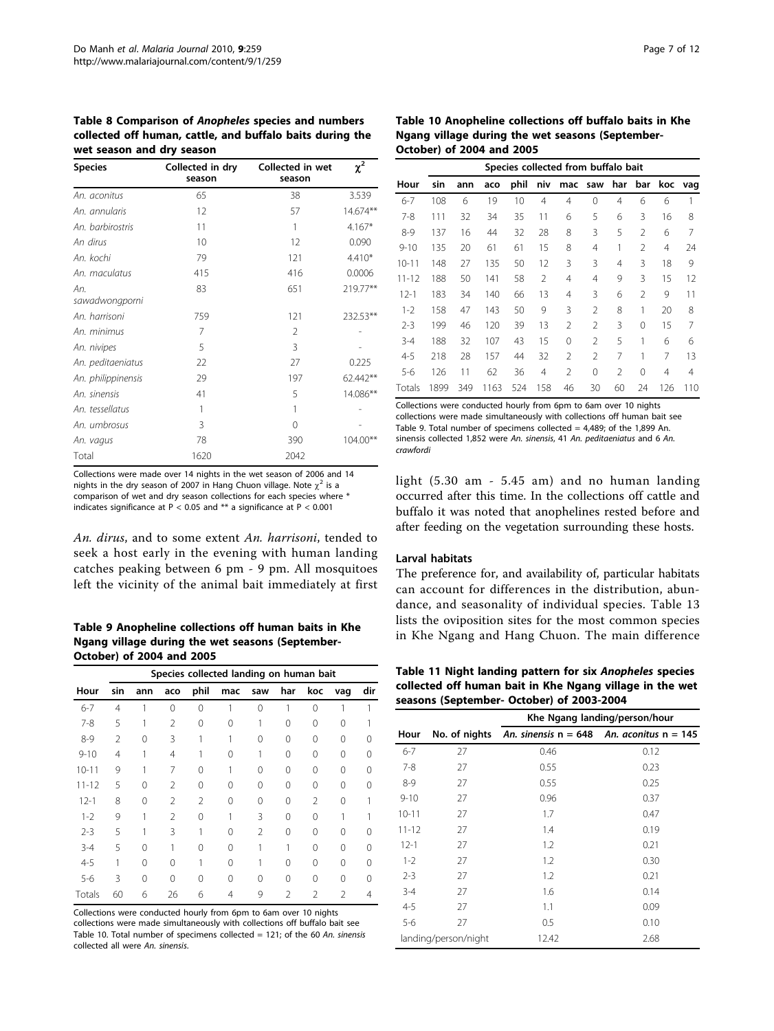**Table 8 Comparison of *Anopheles* species and numbers collected off human, cattle, and buffalo baits during the wet season and dry season**

| Species | Collected in dry season | Collected in wet season | $\chi^2$ |
|---|---|---|---|
| *An. aconitus* | 65 | 38 | 3.539 |
| *An. annularis* | 12 | 57 | 14.674** |
| *An. barbirostris* | 11 | 1 | 4.167* |
| *An dirus* | 10 | 12 | 0.090 |
| *An. kochi* | 79 | 121 | 4.410* |
| *An. maculatus* | 415 | 416 | 0.0006 |
| *An. sawadwongporni* | 83 | 651 | 219.77** |
| *An. harrisoni* | 759 | 121 | 232.53** |
| *An. minimus* | 7 | 2 | - |
| *An. nivipes* | 5 | 3 | - |
| *An. peditaeniatus* | 22 | 27 | 0.225 |
| *An. philippinensis* | 29 | 197 | 62.442** |
| *An. sinensis* | 41 | 5 | 14.086** |
| *An. tessellatus* | 1 | 1 | - |
| *An. umbrosus* | 3 | 0 | - |
| *An. vagus* | 78 | 390 | 104.00** |
| Total | 1620 | 2042 | |

Collections were made over 14 nights in the wet season of 2006 and 14 nights in the dry season of 2007 in Hang Chuon village. Note $\chi^2$ is a comparison of wet and dry season collections for each species where * indicates significance at P < 0.05 and ** a significance at P < 0.001

*An. dirus*, and to some extent *An. harrisoni*, tended to seek a host early in the evening with human landing catches peaking between 6 pm - 9 pm. All mosquitoes left the vicinity of the animal bait immediately at first light (5.30 am - 5.45 am) and no human landing occurred after this time. In the collections off cattle and buffalo it was noted that anophelines rested before and after feeding on the vegetation surrounding these hosts.

**Table 9 Anopheline collections off human baits in Khe Ngang village during the wet seasons (September-October) of 2004 and 2005**

| | Species collected landing on human bait | | | | | | | | | |
|---|---|---|---|---|---|---|---|---|---|---|
| Hour | sin | ann | aco | phil | mac | saw | har | koc | vag | dir |
| 6-7 | 4 | 1 | 0 | 0 | 1 | 0 | 1 | 0 | 1 | 1 |
| 7-8 | 5 | 1 | 2 | 0 | 0 | 1 | 0 | 0 | 0 | 1 |
| 8-9 | 2 | 0 | 3 | 1 | 1 | 0 | 0 | 0 | 0 | 0 |
| 9-10 | 4 | 1 | 4 | 1 | 0 | 1 | 0 | 0 | 0 | 0 |
| 10-11 | 9 | 1 | 7 | 0 | 1 | 0 | 0 | 0 | 0 | 0 |
| 11-12 | 5 | 0 | 2 | 0 | 0 | 0 | 0 | 0 | 0 | 0 |
| 12-1 | 8 | 0 | 2 | 2 | 0 | 0 | 0 | 2 | 0 | 1 |
| 1-2 | 9 | 1 | 2 | 0 | 1 | 3 | 0 | 0 | 1 | 1 |
| 2-3 | 5 | 1 | 3 | 1 | 0 | 2 | 0 | 0 | 0 | 0 |
| 3-4 | 5 | 0 | 1 | 0 | 0 | 1 | 1 | 0 | 0 | 0 |
| 4-5 | 1 | 0 | 0 | 1 | 0 | 1 | 0 | 0 | 0 | 0 |
| 5-6 | 3 | 0 | 0 | 0 | 0 | 0 | 0 | 0 | 0 | 0 |
| Totals | 60 | 6 | 26 | 6 | 4 | 9 | 2 | 2 | 2 | 4 |

Collections were conducted hourly from 6pm to 6am over 10 nights collections were made simultaneously with collections off buffalo bait see Table 10. Total number of specimens collected = 121; of the 60 An. sinensis collected all were An. sinensis.

**Table 10 Anopheline collections off buffalo baits in Khe Ngang village during the wet seasons (September-October) of 2004 and 2005**

| | Species collected from buffalo bait | | | | | | | | | | |
|---|---|---|---|---|---|---|---|---|---|---|---|
| Hour | sin | ann | aco | phil | niv | mac | saw | har | bar | koc | vag |
| 6-7 | 108 | 6 | 19 | 10 | 4 | 4 | 0 | 4 | 6 | 6 | 1 |
| 7-8 | 111 | 32 | 34 | 35 | 11 | 6 | 5 | 6 | 3 | 16 | 8 |
| 8-9 | 137 | 16 | 44 | 32 | 28 | 8 | 3 | 5 | 2 | 6 | 7 |
| 9-10 | 135 | 20 | 61 | 61 | 15 | 8 | 4 | 1 | 2 | 4 | 24 |
| 10-11 | 148 | 27 | 135 | 50 | 12 | 3 | 3 | 4 | 3 | 18 | 9 |
| 11-12 | 188 | 50 | 141 | 58 | 2 | 4 | 4 | 9 | 3 | 15 | 12 |
| 12-1 | 183 | 34 | 140 | 66 | 13 | 4 | 3 | 6 | 2 | 9 | 11 |
| 1-2 | 158 | 47 | 143 | 50 | 9 | 3 | 2 | 8 | 1 | 20 | 8 |
| 2-3 | 199 | 46 | 120 | 39 | 13 | 2 | 2 | 3 | 0 | 15 | 7 |
| 3-4 | 188 | 32 | 107 | 43 | 15 | 0 | 2 | 5 | 1 | 6 | 6 |
| 4-5 | 218 | 28 | 157 | 44 | 32 | 2 | 2 | 7 | 1 | 7 | 13 |
| 5-6 | 126 | 11 | 62 | 36 | 4 | 2 | 0 | 2 | 0 | 4 | 4 |
| Totals | 1899 | 349 | 1163 | 524 | 158 | 46 | 30 | 60 | 24 | 126 | 110 |

Collections were conducted hourly from 6pm to 6am over 10 nights collections were made simultaneously with collections off human bait see Table 9. Total number of specimens collected = 4,489; of the 1,899 An. sinensis collected 1,852 were *An. sinensis*, 41 *An. peditaeniatus* and 6 *An. crawfordi*

### Larval habitats

The preference for, and availability of, particular habitats can account for differences in the distribution, abundance, and seasonality of individual species. Table 13 lists the oviposition sites for the most common species in Khe Ngang and Hang Chuon. The main difference

**Table 11 Night landing pattern for six *Anopheles* species collected off human bait in Khe Ngang village in the wet seasons (September- October) of 2003-2004**

| | | Khe Ngang landing/person/hour | |
|---|---|---|---|
| Hour | No. of nights | *An. sinensis* n = 648 | *An. aconitus* n = 145 |
| 6-7 | 27 | 0.46 | 0.12 |
| 7-8 | 27 | 0.55 | 0.23 |
| 8-9 | 27 | 0.55 | 0.25 |
| 9-10 | 27 | 0.96 | 0.37 |
| 10-11 | 27 | 1.7 | 0.47 |
| 11-12 | 27 | 1.4 | 0.19 |
| 12-1 | 27 | 1.2 | 0.21 |
| 1-2 | 27 | 1.2 | 0.30 |
| 2-3 | 27 | 1.2 | 0.21 |
| 3-4 | 27 | 1.6 | 0.14 |
| 4-5 | 27 | 1.1 | 0.09 |
| 5-6 | 27 | 0.5 | 0.10 |
| landing/person/night | | 12.42 | 2.68 |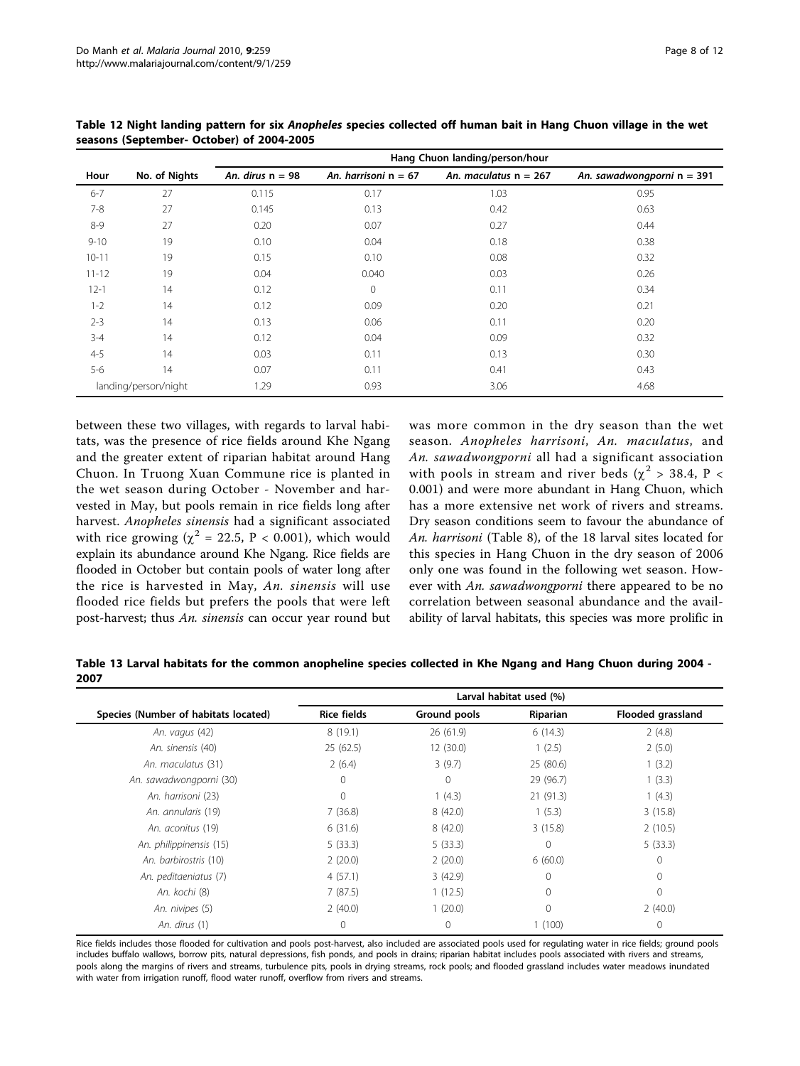**Table 12 Night landing pattern for six *Anopheles* species collected off human bait in Hang Chuon village in the wet seasons (September- October) of 2004-2005**

| Hour | No. of Nights | Hang Chuon landing/person/hour | | | |
|---|---|---|---|---|---|
| | | *An. dirus* n = 98 | *An. harrisoni* n = 67 | *An. maculatus* n = 267 | *An. sawadwongporni* n = 391 |
| 6-7 | 27 | 0.115 | 0.17 | 1.03 | 0.95 |
| 7-8 | 27 | 0.145 | 0.13 | 0.42 | 0.63 |
| 8-9 | 27 | 0.20 | 0.07 | 0.27 | 0.44 |
| 9-10 | 19 | 0.10 | 0.04 | 0.18 | 0.38 |
| 10-11 | 19 | 0.15 | 0.10 | 0.08 | 0.32 |
| 11-12 | 19 | 0.04 | 0.040 | 0.03 | 0.26 |
| 12-1 | 14 | 0.12 | 0 | 0.11 | 0.34 |
| 1-2 | 14 | 0.12 | 0.09 | 0.20 | 0.21 |
| 2-3 | 14 | 0.13 | 0.06 | 0.11 | 0.20 |
| 3-4 | 14 | 0.12 | 0.04 | 0.09 | 0.32 |
| 4-5 | 14 | 0.03 | 0.11 | 0.13 | 0.30 |
| 5-6 | 14 | 0.07 | 0.11 | 0.41 | 0.43 |
| landing/person/night | | 1.29 | 0.93 | 3.06 | 4.68 |

between these two villages, with regards to larval habitats, was the presence of rice fields around Khe Ngang and the greater extent of riparian habitat around Hang Chuon. In Truong Xuan Commune rice is planted in the wet season during October - November and harvested in May, but pools remain in rice fields long after harvest. *Anopheles sinensis* had a significant associated with rice growing ($\chi^2$ = 22.5, P < 0.001), which would explain its abundance around Khe Ngang. Rice fields are flooded in October but contain pools of water long after the rice is harvested in May, *An. sinensis* will use flooded rice fields but prefers the pools that were left post-harvest; thus *An. sinensis* can occur year round but was more common in the dry season than the wet season. *Anopheles harrisoni*, *An. maculatus*, and *An. sawadwongporni* all had a significant association with pools in stream and river beds ($\chi^2$ > 38.4, P < 0.001) and were more abundant in Hang Chuon, which has a more extensive net work of rivers and streams. Dry season conditions seem to favour the abundance of *An. harrisoni* (Table 8), of the 18 larval sites located for this species in Hang Chuon in the dry season of 2006 only one was found in the following wet season. However with *An. sawadwongporni* there appeared to be no correlation between seasonal abundance and the availability of larval habitats, this species was more prolific in

**Table 13 Larval habitats for the common anopheline species collected in Khe Ngang and Hang Chuon during 2004 - 2007**

| Species (Number of habitats located) | Larval habitat used (%) | | | |
|---|---|---|---|---|
| | Rice fields | Ground pools | Riparian | Flooded grassland |
| *An. vagus* (42) | 8 (19.1) | 26 (61.9) | 6 (14.3) | 2 (4.8) |
| *An. sinensis* (40) | 25 (62.5) | 12 (30.0) | 1 (2.5) | 2 (5.0) |
| *An. maculatus* (31) | 2 (6.4) | 3 (9.7) | 25 (80.6) | 1 (3.2) |
| *An. sawadwongporni* (30) | 0 | 0 | 29 (96.7) | 1 (3.3) |
| *An. harrisoni* (23) | 0 | 1 (4.3) | 21 (91.3) | 1 (4.3) |
| *An. annularis* (19) | 7 (36.8) | 8 (42.0) | 1 (5.3) | 3 (15.8) |
| *An. aconitus* (19) | 6 (31.6) | 8 (42.0) | 3 (15.8) | 2 (10.5) |
| *An. philippinensis* (15) | 5 (33.3) | 5 (33.3) | 0 | 5 (33.3) |
| *An. barbirostris* (10) | 2 (20.0) | 2 (20.0) | 6 (60.0) | 0 |
| *An. peditaeniatus* (7) | 4 (57.1) | 3 (42.9) | 0 | 0 |
| *An. kochi* (8) | 7 (87.5) | 1 (12.5) | 0 | 0 |
| *An. nivipes* (5) | 2 (40.0) | 1 (20.0) | 0 | 2 (40.0) |
| *An. dirus* (1) | 0 | 0 | 1 (100) | 0 |

Rice fields includes those flooded for cultivation and pools post-harvest, also included are associated pools used for regulating water in rice fields; ground pools includes buffalo wallows, borrow pits, natural depressions, fish ponds, and pools in drains; riparian habitat includes pools associated with rivers and streams, pools along the margins of rivers and streams, turbulence pits, pools in drying streams, rock pools; and flooded grassland includes water meadows inundated with water from irrigation runoff, flood water runoff, overflow from rivers and streams.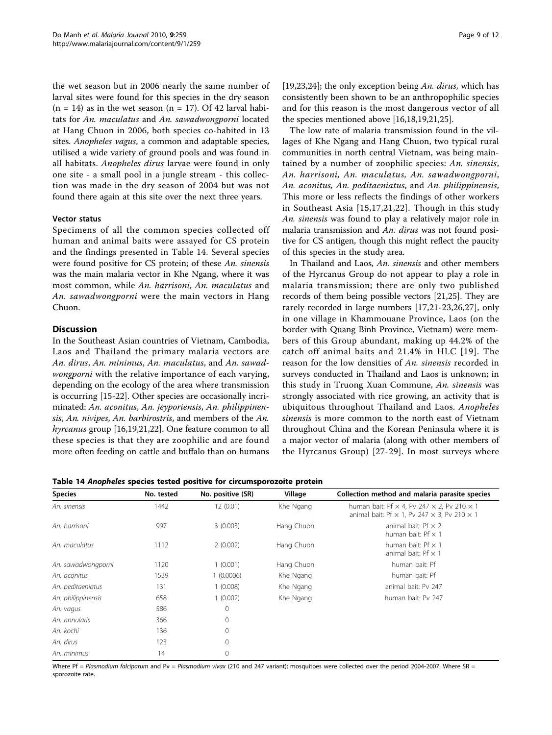the wet season but in 2006 nearly the same number of larval sites were found for this species in the dry season (n = 14) as in the wet season (n = 17). Of 42 larval habitats for *An. maculatus* and *An. sawadwongporni* located at Hang Chuon in 2006, both species co-habited in 13 sites. *Anopheles vagus*, a common and adaptable species, utilised a wide variety of ground pools and was found in all habitats. *Anopheles dirus* larvae were found in only one site - a small pool in a jungle stream - this collection was made in the dry season of 2004 but was not found there again at this site over the next three years.

### Vector status

Specimens of all the common species collected off human and animal baits were assayed for CS protein and the findings presented in Table 14. Several species were found positive for CS protein; of these *An. sinensis* was the main malaria vector in Khe Ngang, where it was most common, while *An. harrisoni*, *An. maculatus* and *An. sawadwongporni* were the main vectors in Hang Chuon.

## Discussion

In the Southeast Asian countries of Vietnam, Cambodia, Laos and Thailand the primary malaria vectors are *An. dirus*, *An. minimus*, *An. maculatus*, and *An. sawadwongporni* with the relative importance of each varying, depending on the ecology of the area where transmission is occurring [15-22]. Other species are occasionally incriminated: *An. aconitus*, *An. jeyporiensis*, *An. philippinensis*, *An. nivipes*, *An. barbirostris*, and members of the *An. hyrcanus* group [16,19,21,22]. One feature common to all these species is that they are zoophilic and are found more often feeding on cattle and buffalo than on humans [19,23,24]; the only exception being *An. dirus*, which has consistently been shown to be an anthropophilic species and for this reason is the most dangerous vector of all the species mentioned above [16,18,19,21,25].

The low rate of malaria transmission found in the villages of Khe Ngang and Hang Chuon, two typical rural communities in north central Vietnam, was being maintained by a number of zoophilic species: *An. sinensis*, *An. harrisoni*, *An. maculatus*, *An. sawadwongporni*, *An. aconitus*, *An. peditaeniatus*, and *An. philippinensis*, This more or less reflects the findings of other workers in Southeast Asia [15,17,21,22]. Though in this study *An. sinensis* was found to play a relatively major role in malaria transmission and *An. dirus* was not found positive for CS antigen, though this might reflect the paucity of this species in the study area.

In Thailand and Laos, *An. sinensis* and other members of the Hyrcanus Group do not appear to play a role in malaria transmission; there are only two published records of them being possible vectors [21,25]. They are rarely recorded in large numbers [17,21-23,26,27], only in one village in Khammouane Province, Laos (on the border with Quang Binh Province, Vietnam) were members of this Group abundant, making up 44.2% of the catch off animal baits and 21.4% in HLC [19]. The reason for the low densities of *An. sinensis* recorded in surveys conducted in Thailand and Laos is unknown; in this study in Truong Xuan Commune, *An. sinensis* was strongly associated with rice growing, an activity that is ubiquitous throughout Thailand and Laos. *Anopheles sinensis* is more common to the north east of Vietnam throughout China and the Korean Peninsula where it is a major vector of malaria (along with other members of the Hyrcanus Group) [27-29]. In most surveys where

**Table 14 *Anopheles* species tested positive for circumsporozoite protein**

| Species | No. tested | No. positive (SR) | Village | Collection method and malaria parasite species |
|---|---|---|---|---|
| *An. sinensis* | 1442 | 12 (0.01) | Khe Ngang | human bait: Pf × 4, Pv 247 × 2, Pv 210 × 1<br>animal bait: Pf × 1, Pv 247 × 3, Pv 210 × 1 |
| *An. harrisoni* | 997 | 3 (0.003) | Hang Chuon | animal bait: Pf × 2<br>human bait: Pf × 1 |
| *An. maculatus* | 1112 | 2 (0.002) | Hang Chuon | human bait: Pf × 1<br>animal bait: Pf × 1 |
| *An. sawadwongporni* | 1120 | 1 (0.001) | Hang Chuon | human bait: Pf |
| *An. aconitus* | 1539 | 1 (0.0006) | Khe Ngang | human bait: Pf |
| *An. peditaeniatus* | 131 | 1 (0.008) | Khe Ngang | animal bait: Pv 247 |
| *An. philippinensis* | 658 | 1 (0.002) | Khe Ngang | human bait: Pv 247 |
| *An. vagus* | 586 | 0 | | |
| *An. annularis* | 366 | 0 | | |
| *An. kochi* | 136 | 0 | | |
| *An. dirus* | 123 | 0 | | |
| *An. minimus* | 14 | 0 | | |

Where Pf = *Plasmodium falciparum* and Pv = *Plasmodium vivax* (210 and 247 variant); mosquitoes were collected over the period 2004-2007. Where SR = sporozoite rate.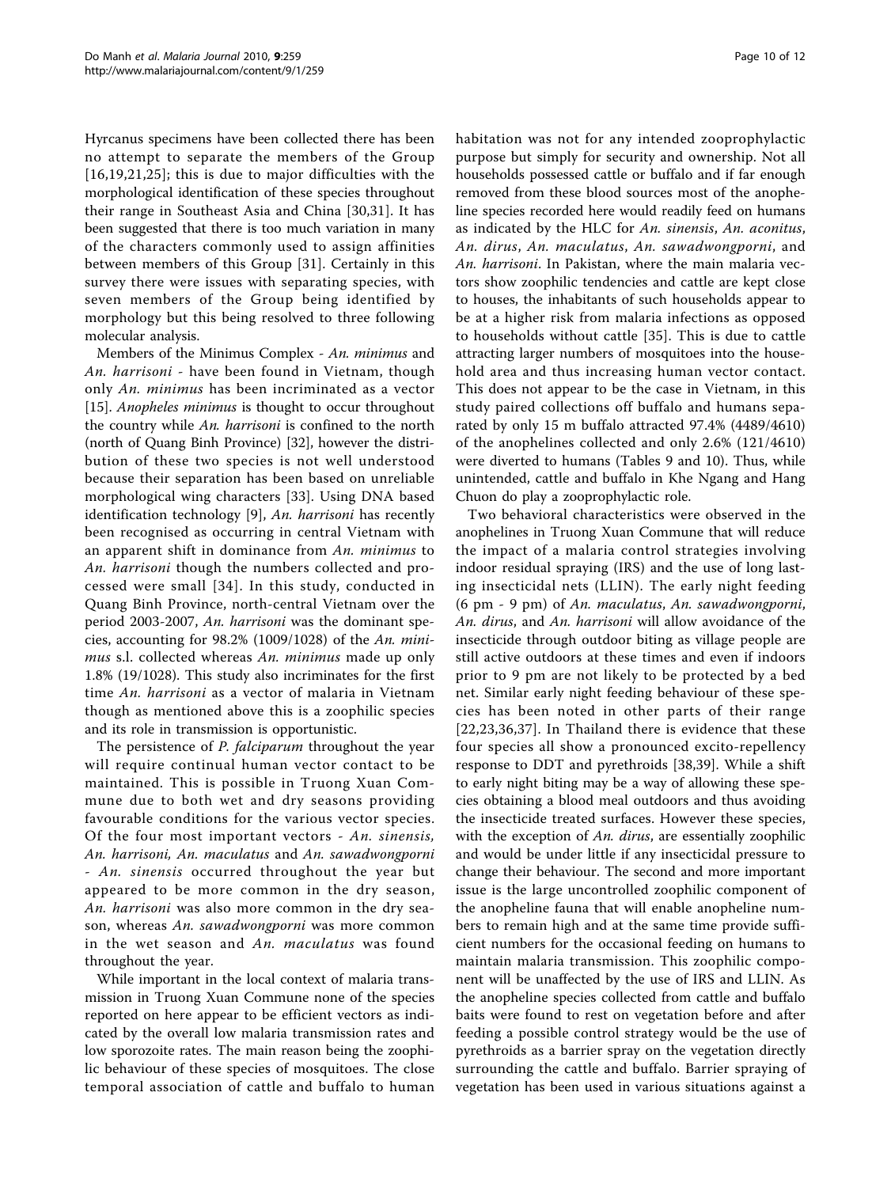Hyrcanus specimens have been collected there has been no attempt to separate the members of the Group [16,19,21,25]; this is due to major difficulties with the morphological identification of these species throughout their range in Southeast Asia and China [30,31]. It has been suggested that there is too much variation in many of the characters commonly used to assign affinities between members of this Group [31]. Certainly in this survey there were issues with separating species, with seven members of the Group being identified by morphology but this being resolved to three following molecular analysis.

Members of the Minimus Complex - *An. minimus* and *An. harrisoni* - have been found in Vietnam, though only *An. minimus* has been incriminated as a vector [15]. *Anopheles minimus* is thought to occur throughout the country while *An. harrisoni* is confined to the north (north of Quang Binh Province) [32], however the distribution of these two species is not well understood because their separation has been based on unreliable morphological wing characters [33]. Using DNA based identification technology [9], *An. harrisoni* has recently been recognised as occurring in central Vietnam with an apparent shift in dominance from *An. minimus* to *An. harrisoni* though the numbers collected and processed were small [34]. In this study, conducted in Quang Binh Province, north-central Vietnam over the period 2003-2007, *An. harrisoni* was the dominant species, accounting for 98.2% (1009/1028) of the *An. minimus* s.l. collected whereas *An. minimus* made up only 1.8% (19/1028). This study also incriminates for the first time *An. harrisoni* as a vector of malaria in Vietnam though as mentioned above this is a zoophilic species and its role in transmission is opportunistic.

The persistence of *P. falciparum* throughout the year will require continual human vector contact to be maintained. This is possible in Truong Xuan Commune due to both wet and dry seasons providing favourable conditions for the various vector species. Of the four most important vectors - *An. sinensis, An. harrisoni, An. maculatus* and *An. sawadwongporni* - *An. sinensis* occurred throughout the year but appeared to be more common in the dry season, *An. harrisoni* was also more common in the dry season, whereas *An. sawadwongporni* was more common in the wet season and *An. maculatus* was found throughout the year.

While important in the local context of malaria transmission in Truong Xuan Commune none of the species reported on here appear to be efficient vectors as indicated by the overall low malaria transmission rates and low sporozoite rates. The main reason being the zoophilic behaviour of these species of mosquitoes. The close temporal association of cattle and buffalo to human habitation was not for any intended zooprophylactic purpose but simply for security and ownership. Not all households possessed cattle or buffalo and if far enough removed from these blood sources most of the anopheline species recorded here would readily feed on humans as indicated by the HLC for *An. sinensis*, *An. aconitus*, *An. dirus*, *An. maculatus*, *An. sawadwongporni*, and *An. harrisoni*. In Pakistan, where the main malaria vectors show zoophilic tendencies and cattle are kept close to houses, the inhabitants of such households appear to be at a higher risk from malaria infections as opposed to households without cattle [35]. This is due to cattle attracting larger numbers of mosquitoes into the household area and thus increasing human vector contact. This does not appear to be the case in Vietnam, in this study paired collections off buffalo and humans separated by only 15 m buffalo attracted 97.4% (4489/4610) of the anophelines collected and only 2.6% (121/4610) were diverted to humans (Tables 9 and 10). Thus, while unintended, cattle and buffalo in Khe Ngang and Hang Chuon do play a zooprophylactic role.

Two behavioral characteristics were observed in the anophelines in Truong Xuan Commune that will reduce the impact of a malaria control strategies involving indoor residual spraying (IRS) and the use of long lasting insecticidal nets (LLIN). The early night feeding (6 pm - 9 pm) of *An. maculatus*, *An. sawadwongporni*, *An. dirus*, and *An. harrisoni* will allow avoidance of the insecticide through outdoor biting as village people are still active outdoors at these times and even if indoors prior to 9 pm are not likely to be protected by a bed net. Similar early night feeding behaviour of these species has been noted in other parts of their range [22,23,36,37]. In Thailand there is evidence that these four species all show a pronounced excito-repellency response to DDT and pyrethroids [38,39]. While a shift to early night biting may be a way of allowing these species obtaining a blood meal outdoors and thus avoiding the insecticide treated surfaces. However these species, with the exception of *An. dirus*, are essentially zoophilic and would be under little if any insecticidal pressure to change their behaviour. The second and more important issue is the large uncontrolled zoophilic component of the anopheline fauna that will enable anopheline numbers to remain high and at the same time provide sufficient numbers for the occasional feeding on humans to maintain malaria transmission. This zoophilic component will be unaffected by the use of IRS and LLIN. As the anopheline species collected from cattle and buffalo baits were found to rest on vegetation before and after feeding a possible control strategy would be the use of pyrethroids as a barrier spray on the vegetation directly surrounding the cattle and buffalo. Barrier spraying of vegetation has been used in various situations against a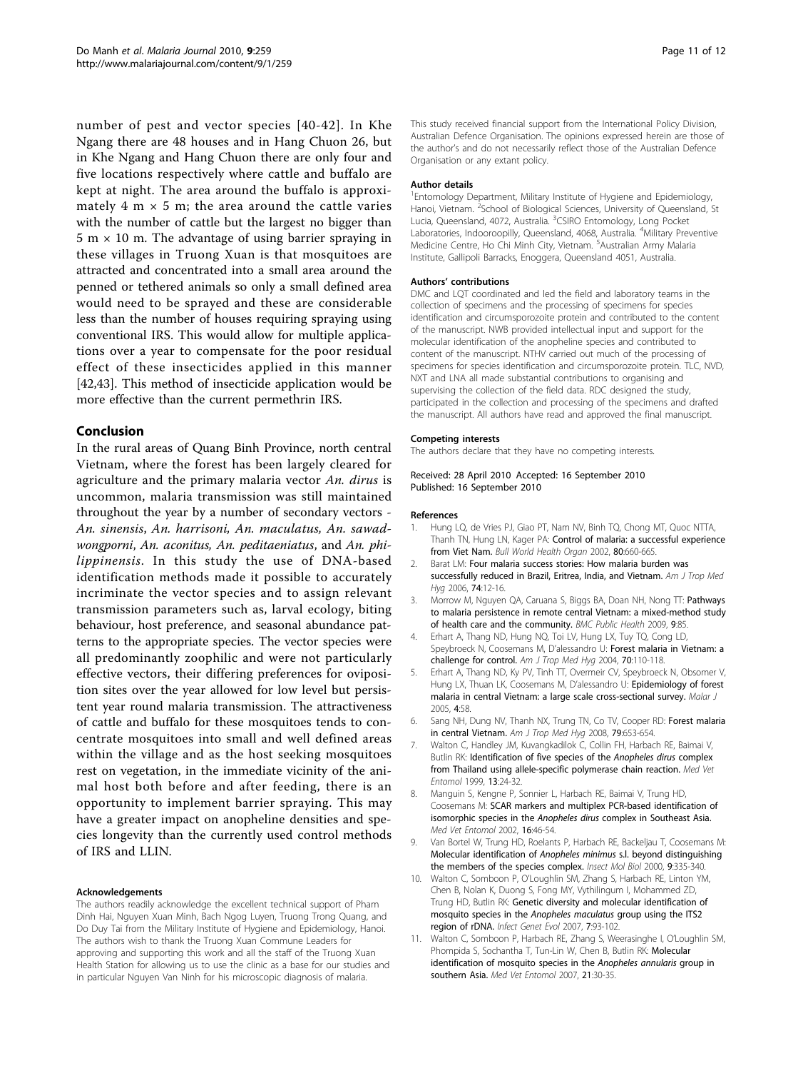number of pest and vector species [40-42]. In Khe Ngang there are 48 houses and in Hang Chuon 26, but in Khe Ngang and Hang Chuon there are only four and five locations respectively where cattle and buffalo are kept at night. The area around the buffalo is approximately 4 m × 5 m; the area around the cattle varies with the number of cattle but the largest no bigger than 5 m × 10 m. The advantage of using barrier spraying in these villages in Truong Xuan is that mosquitoes are attracted and concentrated into a small area around the penned or tethered animals so only a small defined area would need to be sprayed and these are considerable less than the number of houses requiring spraying using conventional IRS. This would allow for multiple applications over a year to compensate for the poor residual effect of these insecticides applied in this manner [42,43]. This method of insecticide application would be more effective than the current permethrin IRS.

## Conclusion

In the rural areas of Quang Binh Province, north central Vietnam, where the forest has been largely cleared for agriculture and the primary malaria vector *An. dirus* is uncommon, malaria transmission was still maintained throughout the year by a number of secondary vectors - *An. sinensis*, *An. harrisoni, An. maculatus, An. sawadwongporni*, *An. aconitus*, *An. peditaeniatus*, and *An. philippinensis*. In this study the use of DNA-based identification methods made it possible to accurately incriminate the vector species and to assign relevant transmission parameters such as, larval ecology, biting behaviour, host preference, and seasonal abundance patterns to the appropriate species. The vector species were all predominantly zoophilic and were not particularly effective vectors, their differing preferences for oviposition sites over the year allowed for low level but persistent year round malaria transmission. The attractiveness of cattle and buffalo for these mosquitoes tends to concentrate mosquitoes into small and well defined areas within the village and as the host seeking mosquitoes rest on vegetation, in the immediate vicinity of the animal host both before and after feeding, there is an opportunity to implement barrier spraying. This may have a greater impact on anopheline densities and species longevity than the currently used control methods of IRS and LLIN.

#### Acknowledgements

The authors readily acknowledge the excellent technical support of Pham Dinh Hai, Nguyen Xuan Minh, Bach Ngog Luyen, Truong Trong Quang, and Do Duy Tai from the Military Institute of Hygiene and Epidemiology, Hanoi. The authors wish to thank the Truong Xuan Commune Leaders for approving and supporting this work and all the staff of the Truong Xuan Health Station for allowing us to use the clinic as a base for our studies and in particular Nguyen Van Ninh for his microscopic diagnosis of malaria.

This study received financial support from the International Policy Division, Australian Defence Organisation. The opinions expressed herein are those of the author's and do not necessarily reflect those of the Australian Defence Organisation or any extant policy.

#### Author details

[1]Entomology Department, Military Institute of Hygiene and Epidemiology, Hanoi, Vietnam. [2]School of Biological Sciences, University of Queensland, St Lucia, Queensland, 4072, Australia. [3]CSIRO Entomology, Long Pocket Laboratories, Indooroopilly, Queensland, 4068, Australia. [4]Military Preventive Medicine Centre, Ho Chi Minh City, Vietnam. [5]Australian Army Malaria Institute, Gallipoli Barracks, Enoggera, Queensland 4051, Australia.

#### Authors' contributions

DMC and LQT coordinated and led the field and laboratory teams in the collection of specimens and the processing of specimens for species identification and circumsporozoite protein and contributed to the content of the manuscript. NWB provided intellectual input and support for the molecular identification of the anopheline species and contributed to content of the manuscript. NTHV carried out much of the processing of specimens for species identification and circumsporozoite protein. TLC, NVD, NXT and LNA all made substantial contributions to organising and supervising the collection of the field data. RDC designed the study, participated in the collection and processing of the specimens and drafted the manuscript. All authors have read and approved the final manuscript.

#### Competing interests

The authors declare that they have no competing interests.

Received: 28 April 2010 Accepted: 16 September 2010
Published: 16 September 2010

#### References

1. Hung LQ, de Vries PJ, Giao PT, Nam NV, Binh TQ, Chong MT, Quoc NTTA, Thanh TN, Hung LN, Kager PA: **Control of malaria: a successful experience from Viet Nam.** *Bull World Health Organ* 2002, **80**:660-665.
2. Barat LM: **Four malaria success stories: How malaria burden was successfully reduced in Brazil, Eritrea, India, and Vietnam.** *Am J Trop Med Hyg* 2006, **74**:12-16.
3. Morrow M, Nguyen QA, Caruana S, Biggs BA, Doan NH, Nong TT: **Pathways to malaria persistence in remote central Vietnam: a mixed-method study of health care and the community.** *BMC Public Health* 2009, **9**:85.
4. Erhart A, Thang ND, Hung NQ, Toi LV, Hung LX, Tuy TQ, Cong LD, Speybroeck N, Coosemans M, D'alessandro U: **Forest malaria in Vietnam: a challenge for control.** *Am J Trop Med Hyg* 2004, **70**:110-118.
5. Erhart A, Thang ND, Ky PV, Tinh TT, Overmeir CV, Speybroeck N, Obsomer V, Hung LX, Thuan LK, Coosemans M, D'alessandro U: **Epidemiology of forest malaria in central Vietnam: a large scale cross-sectional survey.** *Malar J* 2005, **4**:58.
6. Sang NH, Dung NV, Thanh NX, Trung TN, Co TV, Cooper RD: **Forest malaria in central Vietnam.** *Am J Trop Med Hyg* 2008, **79**:653-654.
7. Walton C, Handley JM, Kuvangkadilok C, Collin FH, Harbach RE, Baimai V, Butlin RK: **Identification of five species of the *Anopheles dirus* complex from Thailand using allele-specific polymerase chain reaction.** *Med Vet Entomol* 1999, **13**:24-32.
8. Manguin S, Kengne P, Sonnier L, Harbach RE, Baimai V, Trung HD, Coosemans M: **SCAR markers and multiplex PCR-based identification of isomorphic species in the *Anopheles dirus* complex in Southeast Asia.** *Med Vet Entomol* 2002, **16**:46-54.
9. Van Bortel W, Trung HD, Roelants P, Harbach RE, Backeljau T, Coosemans M: **Molecular identification of *Anopheles minimus* s.l. beyond distinguishing the members of the species complex.** *Insect Mol Biol* 2000, **9**:335-340.
10. Walton C, Somboon P, O'Loughlin SM, Zhang S, Harbach RE, Linton YM, Chen B, Nolan K, Duong S, Fong MY, Vythilingum I, Mohammed ZD, Trung HD, Butlin RK: **Genetic diversity and molecular identification of mosquito species in the *Anopheles maculatus* group using the ITS2 region of rDNA.** *Infect Genet Evol* 2007, **7**:93-102.
11. Walton C, Somboon P, Harbach RE, Zhang S, Weerasinghe I, O'Loughlin SM, Phompida S, Sochantha T, Tun-Lin W, Chen B, Butlin RK: **Molecular identification of mosquito species in the *Anopheles annularis* group in southern Asia.** *Med Vet Entomol* 2007, **21**:30-35.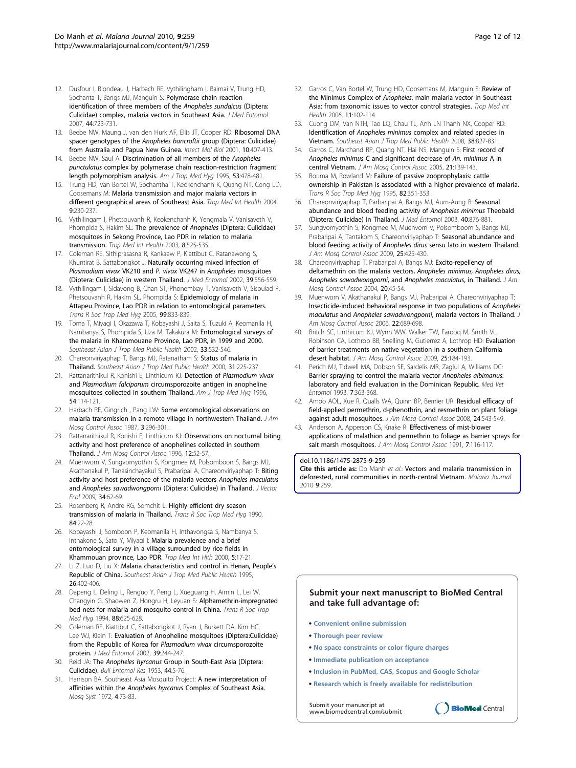12. Dusfour I, Blondeau J, Harbach RE, Vythilingham I, Baimai V, Trung HD, Sochanta T, Bangs MJ, Manguin S: **Polymerase chain reaction identification of three members of the *Anopheles sundaicus* (Diptera: Culicidae) complex, malaria vectors in Southeast Asia.** *J Med Entomol* 2007, **44**:723-731.
13. Beebe NW, Maung J, van den Hurk AF, Ellis JT, Cooper RD: **Ribosomal DNA spacer genotypes of the *Anopheles bancroftii* group (Diptera: Culicidae) from Australia and Papua New Guinea.** *Insect Mol Biol* 2001, **10**:407-413.
14. Beebe NW, Saul A: **Discrimination of all members of the *Anopheles punctulatus* complex by polymerase chain reaction-restriction fragment length polymorphism analysis.** *Am J Trop Med Hyg* 1995, **53**:478-481.
15. Trung HD, Van Bortel W, Sochantha T, Keokenchanh K, Quang NT, Cong LD, Coosemans M: **Malaria transmission and major malaria vectors in different geographical areas of Southeast Asia.** *Trop Med Int Health* 2004, **9**:230-237.
16. Vythilingam I, Phetsouvanh R, Keokenchanh K, Yengmala V, Vanisaveth V, Phompida S, Hakim SL: **The prevalence of *Anopheles* (Diptera: Culicidae) mosquitoes in Sekong Province, Lao PDR in relation to malaria transmission.** *Trop Med Int Health* 2003, **8**:525-535.
17. Coleman RE, Sithiprasasna R, Kankaew P, Kiattibut C, Ratanawong S, Khuntirat B, Sattabongkot J: **Naturally occurring mixed infection of *Plasmodium vivax* VK210 and *P. vivax* VK247 in *Anopheles* mosquitoes (Diptera: Culicidae) in western Thailand.** *J Med Entomol* 2002, **39**:556-559.
18. Vythilingam I, Sidavong B, Chan ST, Phonemixay T, Vanisaveth V, Sisoulad P, Phetsouvanh R, Hakim SL, Phompida S: **Epidemiology of malaria in Attapeu Province, Lao PDR in relation to entomological parameters.** *Trans R Soc Trop Med Hyg* 2005, **99**:833-839.
19. Toma T, Miyagi I, Okazawa T, Kobayashi J, Saita S, Tuzuki A, Keomanila H, Nambanya S, Phompida S, Uza M, Takakura M: **Entomological surveys of the malaria in Khammouane Province, Lao PDR, in 1999 and 2000.** *Southeast Asian J Trop Med Public Health* 2002, **33**:532-546.
20. Chareonviriyaphap T, Bangs MJ, Ratanatham S: **Status of malaria in Thailand.** *Southeast Asian J Trop Med Public Health* 2000, **31**:225-237.
21. Rattanarithikul R, Konishi E, Linthicum KJ: **Detection of *Plasmodium vivax* and *Plasmodium falciparum* circumsporozoite antigen in anopheline mosquitoes collected in southern Thailand.** *Am J Trop Med Hyg* 1996, **54**:114-121.
22. Harbach RE, Gingrich , Pang LW: **Some entomological observations on malaria transmission in a remote village in northwestern Thailand.** *J Am Mosq Control Assoc* 1987, **3**:296-301.
23. Rattanarithikul R, Konishi E, Linthicum KJ: **Observations on nocturnal biting activity and host preference of anophelines collected in southern Thailand.** *J Am Mosq Control Assoc* 1996, **12**:52-57.
24. Muenworn V, Sungvornyothin S, Kongmee M, Polsomboon S, Bangs MJ, Akathanakul P, Tanasinchayakul S, Prabaripai A, Chareonviriyaphap T: **Biting activity and host preference of the malaria vectors *Anopheles maculatus* and *Anopheles sawadwongporni* (Diptera: Culicidae) in Thailand.** *J Vector Ecol* 2009, **34**:62-69.
25. Rosenberg R, Andre RG, Somchit L: **Highly efficient dry season transmission of malaria in Thailand.** *Trans R Soc Trop Med Hyg* 1990, **84**:22-28.
26. Kobayashi J, Somboon P, Keomanila H, Inthavongsa S, Nambanya S, Inthakone S, Sato Y, Miyagi I: **Malaria prevalence and a brief entomological survey in a village surrounded by rice fields in Khammouan province, Lao PDR.** *Trop Med Int Hlth* 2000, **5**:17-21.
27. Li Z, Luo D, Liu X: **Malaria characteristics and control in Henan, People's Republic of China.** *Southeast Asian J Trop Med Public Health* 1995, **26**:402-406.
28. Dapeng L, Deling L, Renguo Y, Peng L, Xueguang H, Aimin L, Lei W, Changyin G, Shaowen Z, Hongru H, Leyuan S: **Alphamethrin-impregnated bed nets for malaria and mosquito control in China.** *Trans R Soc Trop Med Hyg* 1994, **88**:625-628.
29. Coleman RE, Kiattibut C, Sattabongkot J, Ryan J, Burkett DA, Kim HC, Lee WJ, Klein T: **Evaluation of Anopheline mosquitoes (Diptera:Culicidae) from the Republic of Korea for *Plasmodium vivax* circumsporozoite protein.** *J Med Entomol* 2002, **39**:244-247.
30. Reid JA: **The *Anopheles hyrcanus* Group in South-East Asia (Diptera: Culicidae).** *Bull Entomol Res* 1953, **44**:5-76.
31. Harrison BA, Southeast Asia Mosquito Project: **A new interpretation of affinities within the *Anopheles hyrcanus* Complex of Southeast Asia.** *Mosq Syst* 1972, **4**:73-83.
32. Garros C, Van Bortel W, Trung HD, Coosemans M, Manguin S: **Review of the Minimus Complex of *Anopheles*, main malaria vector in Southeast Asia: from taxonomic issues to vector control strategies.** *Trop Med Int Health* 2006, **11**:102-114.
33. Cuong DM, Van NTH, Tao LQ, Chau TL, Anh LN Thanh NX, Cooper RD: **Identification of *Anopheles minimus* complex and related species in Vietnam.** *Southeast Asian J Trop Med Public Health* 2008, **38**:827-831.
34. Garros C, Marchand RP, Quang NT, Hai NS, Manguin S: **First record of *Anopheles minimus* C and significant decrease of *An. minimus* A in central Vietnam.** *J Am Mosq Control Assoc* 2005, **21**:139-143.
35. Bouma M, Rowland M: **Failure of passive zooprophylaxis: cattle ownership in Pakistan is associated with a higher prevalence of malaria.** *Trans R Soc Trop Med Hyg* 1995, **82**:351-353.
36. Chareonviriyaphap T, Parbaripai A, Bangs MJ, Aum-Aung B: **Seasonal abundance and blood feeding activity of *Anopheles minimus* Theobald (Diptera: Culicidae) in Thailand.** *J Med Entomol* 2003, **40**:876-881.
37. Sungvornyothin S, Kongmee M, Muenvorn V, Polsomboon S, Bangs MJ, Prabaripai A, Tantakom S, Chareonviriyaphap T: **Seasonal abundance and blood feeding activity of *Anopheles dirus* sensu lato in western Thailand.** *J Am Mosq Control Assoc* 2009, **25**:425-430.
38. Chareonviriyaphap T, Prabaripai A, Bangs MJ: **Excito-repellency of deltamethrin on the malaria vectors, *Anopheles minimus, Anopheles dirus, Anopheles sawadwongporni*, and *Anopheles maculatus*, in Thailand.** *J Am Mosq Control Assoc* 2004, **20**:45-54.
39. Muenworn V, Akathanakul P, Bangs MJ, Prabaripai A, Chareonviriyaphap T: **Insecticide-induced behavioral response in two populations of *Anopheles maculatus* and *Anopheles sawadwongporni*, malaria vectors in Thailand.** *J Am Mosq Control Assoc* 2006, **22**:689-698.
40. Britch SC, Linthicum KJ, Wynn WW, Walker TW, Farooq M, Smith VL, Robinson CA, Lothrop BB, Snelling M, Gutierrez A, Lothrop HD: **Evaluation of barrier treatments on native vegetation in a southern California desert habitat.** *J Am Mosq Control Assoc* 2009, **25**:184-193.
41. Perich MJ, Tidwell MA, Dobson SE, Sardelis MR, Zaglul A, Williams DC: **Barrier spraying to control the malaria vector *Anopheles albimanus*: laboratory and field evaluation in the Dominican Republic.** *Med Vet Entomol* 1993, **7**:363-368.
42. Amoo AOL, Xue R, Qualls WA, Quinn BP, Bernier UR: **Residual efficacy of field-applied permethrin, d-phenothrin, and resmethrin on plant foliage against adult mosquitoes.** *J Am Mosq Control Assoc* 2008, **24**:543-549.
43. Anderson A, Apperson CS, Knake R: **Effectiveness of mist-blower applications of malathion and permethrin to foliage as barrier sprays for salt marsh mosquitoes.** *J Am Mosq Control Assoc* 1991, **7**:116-117.

doi:10.1186/1475-2875-9-259

**Cite this article as:** Do Manh *et al.*: Vectors and malaria transmission in deforested, rural communities in north-central Vietnam. *Malaria Journal* 2010 **9**:259.

**Submit your next manuscript to BioMed Central and take full advantage of:**

- **Convenient online submission**
- **Thorough peer review**
- **No space constraints or color figure charges**
- **Immediate publication on acceptance**
- **Inclusion in PubMed, CAS, Scopus and Google Scholar**
- **Research which is freely available for redistribution**

Submit your manuscript at
www.biomedcentral.com/submit

BioMed Central